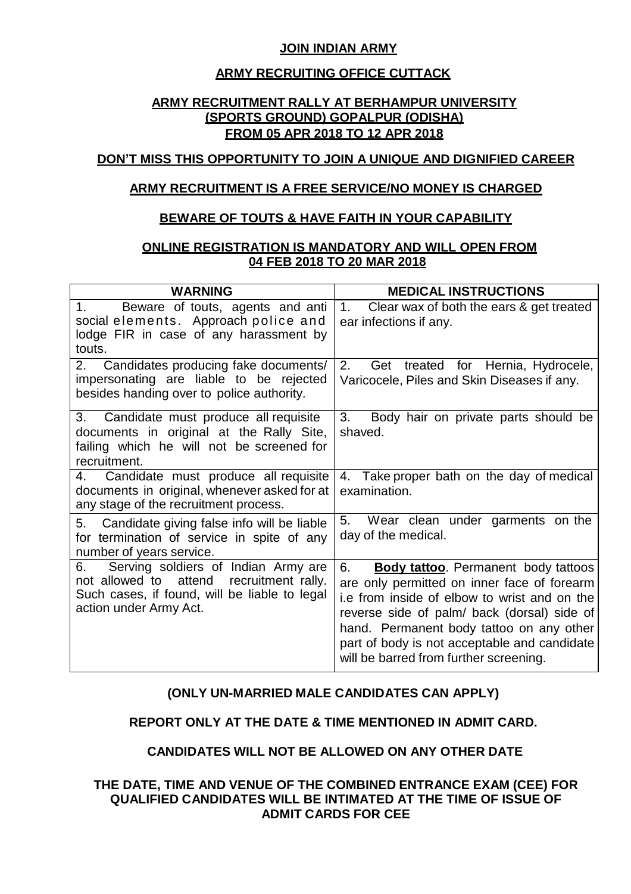**JOIN INDIAN ARMY**

**ARMY RECRUITING OFFICE CUTTACK**

**ARMY RECRUITMENT RALLY AT BERHAMPUR UNIVERSITY (SPORTS GROUND) GOPALPUR (ODISHA) FROM 05 APR 2018 TO 12 APR 2018**

**DON'T MISS THIS OPPORTUNITY TO JOIN A UNIQUE AND DIGNIFIED CAREER**

**ARMY RECRUITMENT IS A FREE SERVICE/NO MONEY IS CHARGED**

**BEWARE OF TOUTS & HAVE FAITH IN YOUR CAPABILITY**

**ONLINE REGISTRATION IS MANDATORY AND WILL OPEN FROM 04 FEB 2018 TO 20 MAR 2018**

| WARNING | MEDICAL INSTRUCTIONS |
|---|---|
| 1. Beware of touts, agents and anti social elements. Approach police and lodge FIR in case of any harassment by touts. | 1. Clear wax of both the ears & get treated ear infections if any. |
| 2. Candidates producing fake documents/ impersonating are liable to be rejected besides handing over to police authority. | 2. Get treated for Hernia, Hydrocele, Varicocele, Piles and Skin Diseases if any. |
| 3. Candidate must produce all requisite documents in original at the Rally Site, failing which he will not be screened for recruitment. | 3. Body hair on private parts should be shaved. |
| 4. Candidate must produce all requisite documents in original, whenever asked for at any stage of the recruitment process. | 4. Take proper bath on the day of medical examination. |
| 5. Candidate giving false info will be liable for termination of service in spite of any number of years service. | 5. Wear clean under garments on the day of the medical. |
| 6. Serving soldiers of Indian Army are not allowed to attend recruitment rally. Such cases, if found, will be liable to legal action under Army Act. | 6. **Body tattoo**. Permanent body tattoos are only permitted on inner face of forearm i.e from inside of elbow to wrist and on the reverse side of palm/ back (dorsal) side of hand. Permanent body tattoo on any other part of body is not acceptable and candidate will be barred from further screening. |

**(ONLY UN-MARRIED MALE CANDIDATES CAN APPLY)**

**REPORT ONLY AT THE DATE & TIME MENTIONED IN ADMIT CARD.**

**CANDIDATES WILL NOT BE ALLOWED ON ANY OTHER DATE**

**THE DATE, TIME AND VENUE OF THE COMBINED ENTRANCE EXAM (CEE) FOR QUALIFIED CANDIDATES WILL BE INTIMATED AT THE TIME OF ISSUE OF ADMIT CARDS FOR CEE**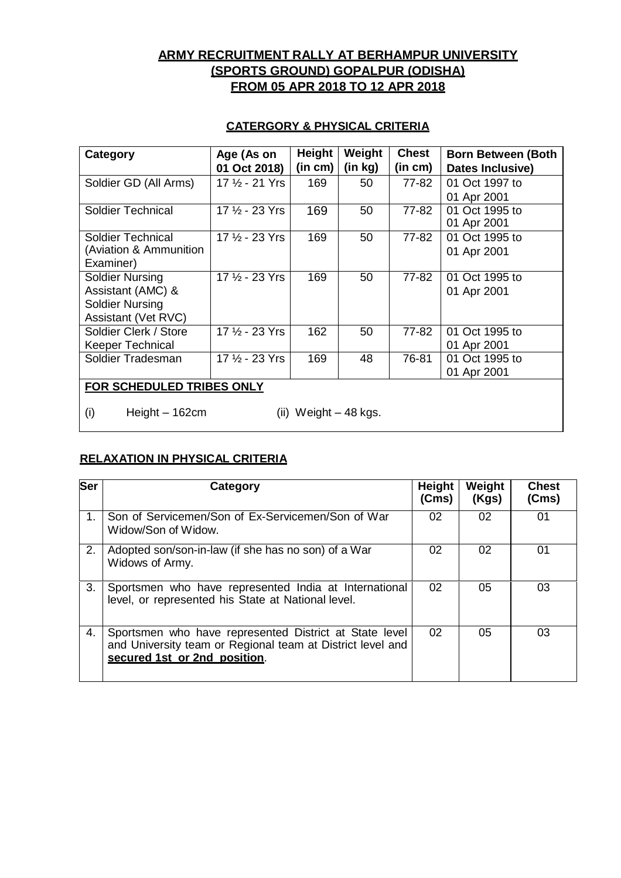## ARMY RECRUITMENT RALLY AT BERHAMPUR UNIVERSITY (SPORTS GROUND) GOPALPUR (ODISHA) FROM 05 APR 2018 TO 12 APR 2018

### CATERGORY & PHYSICAL CRITERIA

| Category | Age (As on 01 Oct 2018) | Height (in cm) | Weight (in kg) | Chest (in cm) | Born Between (Both Dates Inclusive) |
|---|---|---|---|---|---|
| Soldier GD (All Arms) | 17 ½ - 21 Yrs | 169 | 50 | 77-82 | 01 Oct 1997 to 01 Apr 2001 |
| Soldier Technical | 17 ½ - 23 Yrs | 169 | 50 | 77-82 | 01 Oct 1995 to 01 Apr 2001 |
| Soldier Technical (Aviation & Ammunition Examiner) | 17 ½ - 23 Yrs | 169 | 50 | 77-82 | 01 Oct 1995 to 01 Apr 2001 |
| Soldier Nursing Assistant (AMC) & Soldier Nursing Assistant (Vet RVC) | 17 ½ - 23 Yrs | 169 | 50 | 77-82 | 01 Oct 1995 to 01 Apr 2001 |
| Soldier Clerk / Store Keeper Technical | 17 ½ - 23 Yrs | 162 | 50 | 77-82 | 01 Oct 1995 to 01 Apr 2001 |
| Soldier Tradesman | 17 ½ - 23 Yrs | 169 | 48 | 76-81 | 01 Oct 1995 to 01 Apr 2001 |
| **FOR SCHEDULED TRIBES ONLY** (i) Height – 162cm (ii) Weight – 48 kgs. | | | | | |

### RELAXATION IN PHYSICAL CRITERIA

| Ser | Category | Height (Cms) | Weight (Kgs) | Chest (Cms) |
|---|---|---|---|---|
| 1. | Son of Servicemen/Son of Ex-Servicemen/Son of War Widow/Son of Widow. | 02 | 02 | 01 |
| 2. | Adopted son/son-in-law (if she has no son) of a War Widows of Army. | 02 | 02 | 01 |
| 3. | Sportsmen who have represented India at International level, or represented his State at National level. | 02 | 05 | 03 |
| 4. | Sportsmen who have represented District at State level and University team or Regional team at District level and **secured 1st or 2nd position**. | 02 | 05 | 03 |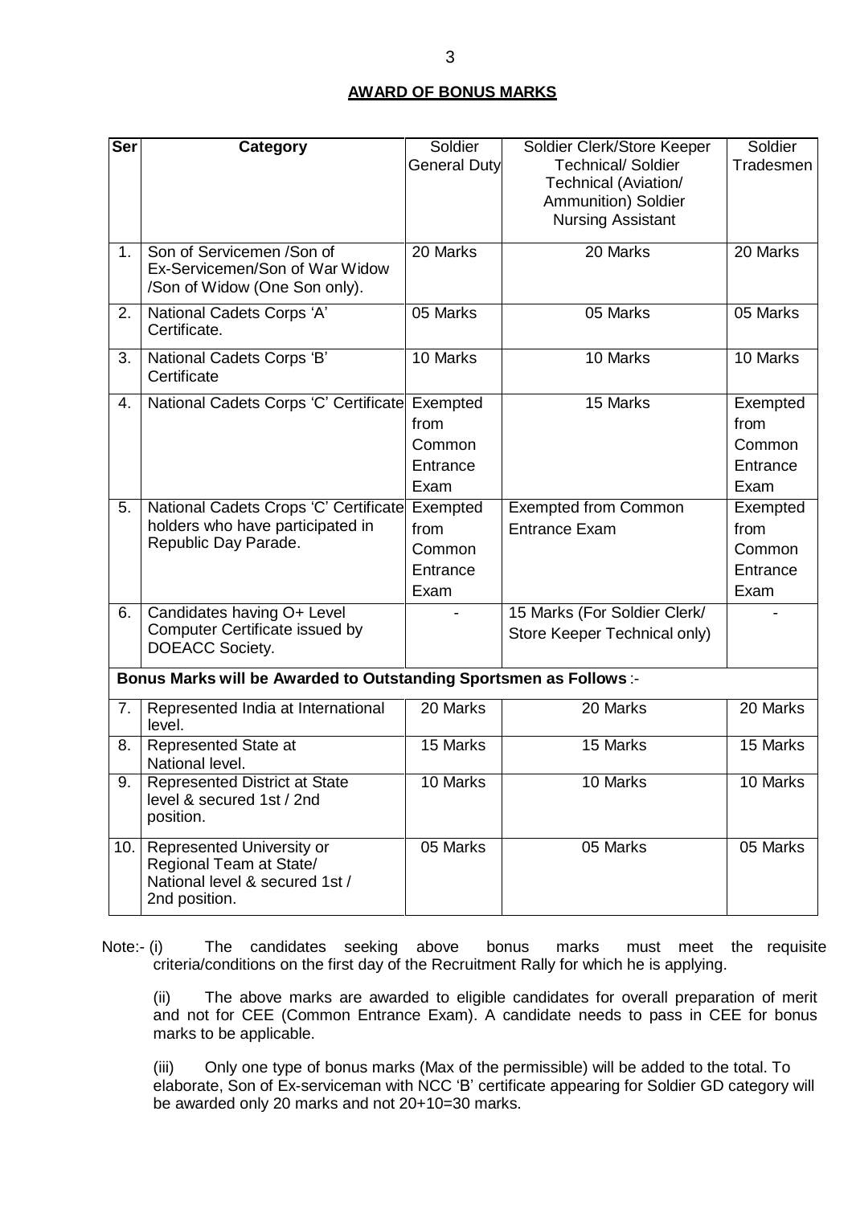**AWARD OF BONUS MARKS**

| Ser | Category | Soldier General Duty | Soldier Clerk/Store Keeper Technical/ Soldier Technical (Aviation/ Ammunition) Soldier Nursing Assistant | Soldier Tradesmen |
|---|---|---|---|---|
| 1. | Son of Servicemen /Son of Ex-Servicemen/Son of War Widow /Son of Widow (One Son only). | 20 Marks | 20 Marks | 20 Marks |
| 2. | National Cadets Corps 'A' Certificate. | 05 Marks | 05 Marks | 05 Marks |
| 3. | National Cadets Corps 'B' Certificate | 10 Marks | 10 Marks | 10 Marks |
| 4. | National Cadets Corps 'C' Certificate | Exempted from Common Entrance Exam | 15 Marks | Exempted from Common Entrance Exam |
| 5. | National Cadets Crops 'C' Certificate holders who have participated in Republic Day Parade. | Exempted from Common Entrance Exam | Exempted from Common Entrance Exam | Exempted from Common Entrance Exam |
| 6. | Candidates having O+ Level Computer Certificate issued by DOEACC Society. | - | 15 Marks (For Soldier Clerk/ Store Keeper Technical only) | - |
| **Bonus Marks will be Awarded to Outstanding Sportsmen as Follows :-** | | | | |
| 7. | Represented India at International level. | 20 Marks | 20 Marks | 20 Marks |
| 8. | Represented State at National level. | 15 Marks | 15 Marks | 15 Marks |
| 9. | Represented District at State level & secured 1st / 2nd position. | 10 Marks | 10 Marks | 10 Marks |
| 10. | Represented University or Regional Team at State/ National level & secured 1st / 2nd position. | 05 Marks | 05 Marks | 05 Marks |

Note:- (i) The candidates seeking above bonus marks must meet the requisite criteria/conditions on the first day of the Recruitment Rally for which he is applying.

(ii) The above marks are awarded to eligible candidates for overall preparation of merit and not for CEE (Common Entrance Exam). A candidate needs to pass in CEE for bonus marks to be applicable.

(iii) Only one type of bonus marks (Max of the permissible) will be added to the total. To elaborate, Son of Ex-serviceman with NCC 'B' certificate appearing for Soldier GD category will be awarded only 20 marks and not 20+10=30 marks.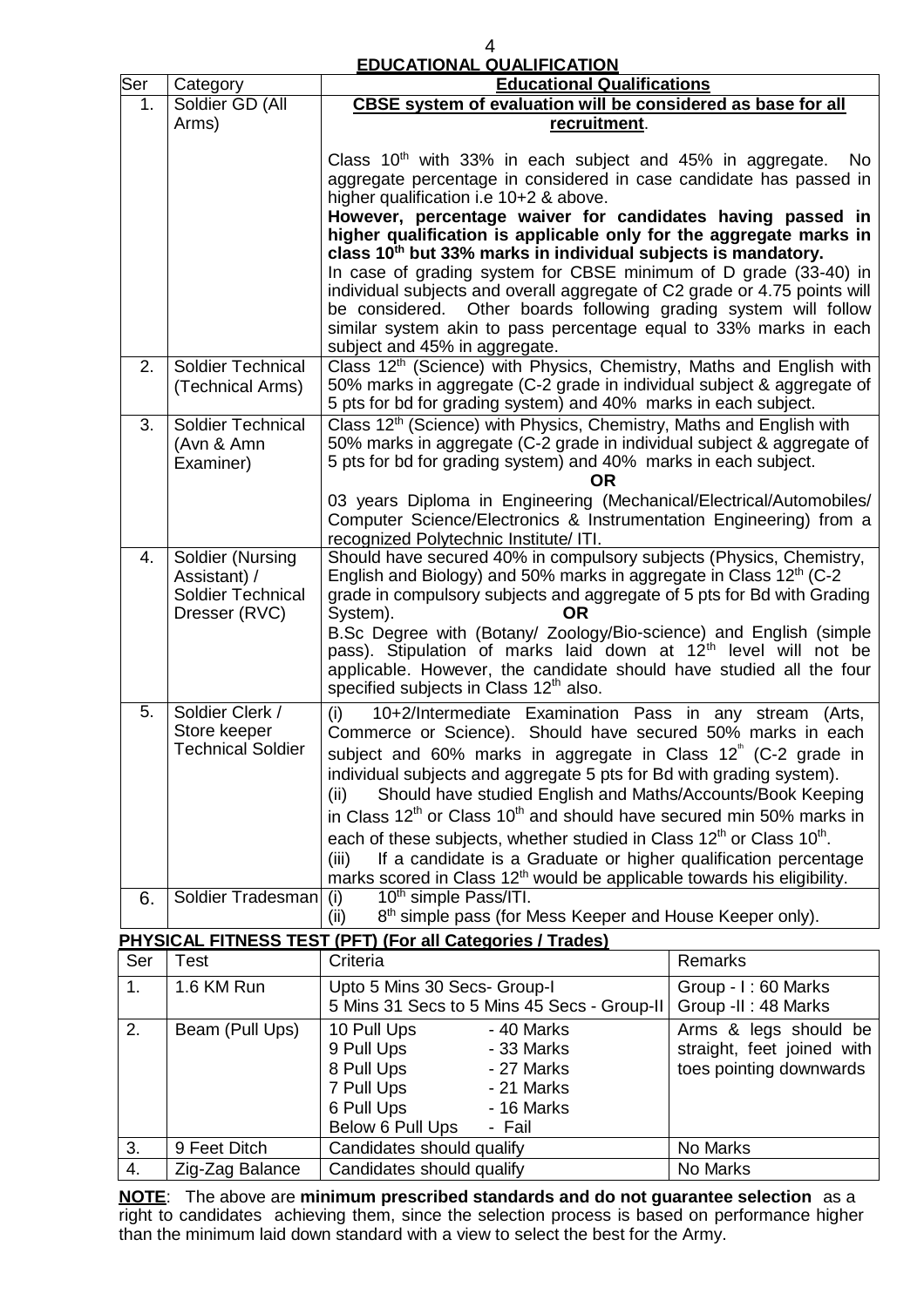## EDUCATIONAL QUALIFICATION

| Ser | Category | Educational Qualifications |
|---|---|---|
| 1. | Soldier GD (All Arms) | **CBSE system of evaluation will be considered as base for all recruitment**.<br><br>Class 10th with 33% in each subject and 45% in aggregate. No aggregate percentage in considered in case candidate has passed in higher qualification i.e 10+2 & above.<br>**However, percentage waiver for candidates having passed in higher qualification is applicable only for the aggregate marks in class 10th but 33% marks in individual subjects is mandatory.**<br>In case of grading system for CBSE minimum of D grade (33-40) in individual subjects and overall aggregate of C2 grade or 4.75 points will be considered. Other boards following grading system will follow similar system akin to pass percentage equal to 33% marks in each subject and 45% in aggregate. |
| 2. | Soldier Technical (Technical Arms) | Class 12th (Science) with Physics, Chemistry, Maths and English with 50% marks in aggregate (C-2 grade in individual subject & aggregate of 5 pts for bd for grading system) and 40% marks in each subject. |
| 3. | Soldier Technical (Avn & Amn Examiner) | Class 12th (Science) with Physics, Chemistry, Maths and English with 50% marks in aggregate (C-2 grade in individual subject & aggregate of 5 pts for bd for grading system) and 40% marks in each subject.<br>**OR**<br>03 years Diploma in Engineering (Mechanical/Electrical/Automobiles/ Computer Science/Electronics & Instrumentation Engineering) from a recognized Polytechnic Institute/ ITI. |
| 4. | Soldier (Nursing Assistant) / Soldier Technical Dresser (RVC) | Should have secured 40% in compulsory subjects (Physics, Chemistry, English and Biology) and 50% marks in aggregate in Class 12th (C-2 grade in compulsory subjects and aggregate of 5 pts for Bd with Grading System). **OR**<br>B.Sc Degree with (Botany/ Zoology/Bio-science) and English (simple pass). Stipulation of marks laid down at 12th level will not be applicable. However, the candidate should have studied all the four specified subjects in Class 12th also. |
| 5. | Soldier Clerk / Store keeper Technical Soldier | (i) 10+2/Intermediate Examination Pass in any stream (Arts, Commerce or Science). Should have secured 50% marks in each subject and 60% marks in aggregate in Class 12th (C-2 grade in individual subjects and aggregate 5 pts for Bd with grading system).<br>(ii) Should have studied English and Maths/Accounts/Book Keeping in Class 12th or Class 10th and should have secured min 50% marks in each of these subjects, whether studied in Class 12th or Class 10th.<br>(iii) If a candidate is a Graduate or higher qualification percentage marks scored in Class 12th would be applicable towards his eligibility. |
| 6. | Soldier Tradesman | (i) 10th simple Pass/ITI.<br>(ii) 8th simple pass (for Mess Keeper and House Keeper only). |

## PHYSICAL FITNESS TEST (PFT) (For all Categories / Trades)

| Ser | Test | Criteria | Remarks |
|---|---|---|---|
| 1. | 1.6 KM Run | Upto 5 Mins 30 Secs- Group-I<br>5 Mins 31 Secs to 5 Mins 45 Secs - Group-II | Group - I : 60 Marks<br>Group -II : 48 Marks |
| 2. | Beam (Pull Ups) | 10 Pull Ups - 40 Marks<br>9 Pull Ups - 33 Marks<br>8 Pull Ups - 27 Marks<br>7 Pull Ups - 21 Marks<br>6 Pull Ups - 16 Marks<br>Below 6 Pull Ups - Fail | Arms & legs should be straight, feet joined with toes pointing downwards |
| 3. | 9 Feet Ditch | Candidates should qualify | No Marks |
| 4. | Zig-Zag Balance | Candidates should qualify | No Marks |

**NOTE**: The above are **minimum prescribed standards and do not guarantee selection** as a right to candidates achieving them, since the selection process is based on performance higher than the minimum laid down standard with a view to select the best for the Army.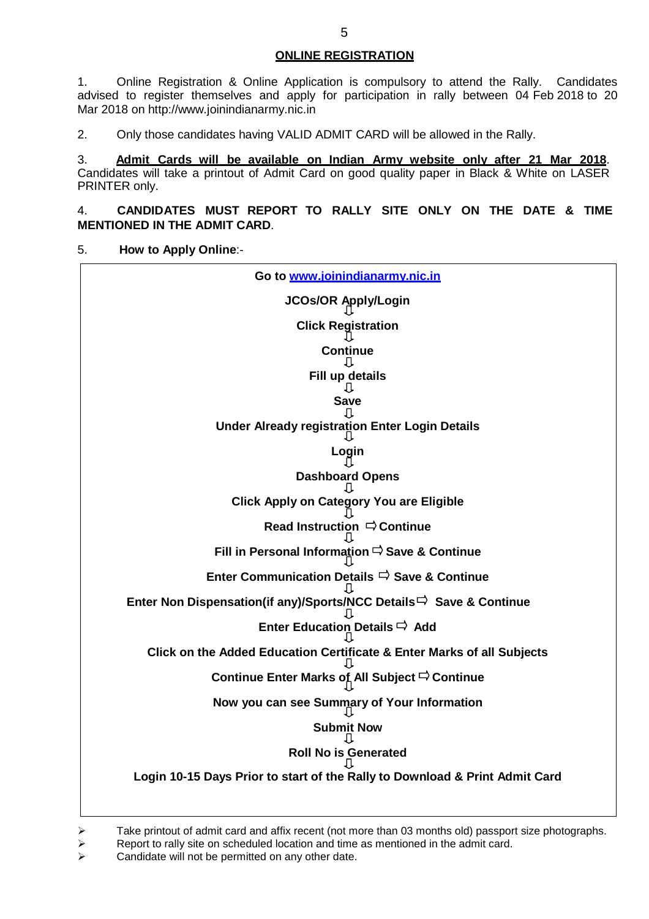## ONLINE REGISTRATION

1. Online Registration & Online Application is compulsory to attend the Rally. Candidates advised to register themselves and apply for participation in rally between 04 Feb 2018 to 20 Mar 2018 on http://www.joinindianarmy.nic.in

2. Only those candidates having VALID ADMIT CARD will be allowed in the Rally.

3. **Admit Cards will be available on Indian Army website only after 21 Mar 2018**. Candidates will take a printout of Admit Card on good quality paper in Black & White on LASER PRINTER only.

4. **CANDIDATES MUST REPORT TO RALLY SITE ONLY ON THE DATE & TIME MENTIONED IN THE ADMIT CARD**.

5. **How to Apply Online**:-

**Go to [www.joinindianarmy.nic.in](http://www.joinindianarmy.nic.in)**

⇩

**JCOs/OR Apply/Login**

⇩

**Click Registration**

⇩

**Continue**

⇩

**Fill up details**

⇩

**Save**

⇩

**Under Already registration Enter Login Details**

⇩

**Login**

⇩

**Dashboard Opens**

⇩

**Click Apply on Category You are Eligible**

⇩

**Read Instruction ⇨ Continue**

⇩

**Fill in Personal Information ⇨ Save & Continue**

⇩

**Enter Communication Details ⇨ Save & Continue**

⇩

**Enter Non Dispensation(if any)/Sports/NCC Details ⇨ Save & Continue**

⇩

**Enter Education Details ⇨ Add**

⇩

**Click on the Added Education Certificate & Enter Marks of all Subjects**

⇩

**Continue Enter Marks of All Subject ⇨ Continue**

⇩

**Now you can see Summary of Your Information**

⇩

**Submit Now**

⇩

**Roll No is Generated**

⇩

**Login 10-15 Days Prior to start of the Rally to Download & Print Admit Card**

- Take printout of admit card and affix recent (not more than 03 months old) passport size photographs.
- Report to rally site on scheduled location and time as mentioned in the admit card.
- Candidate will not be permitted on any other date.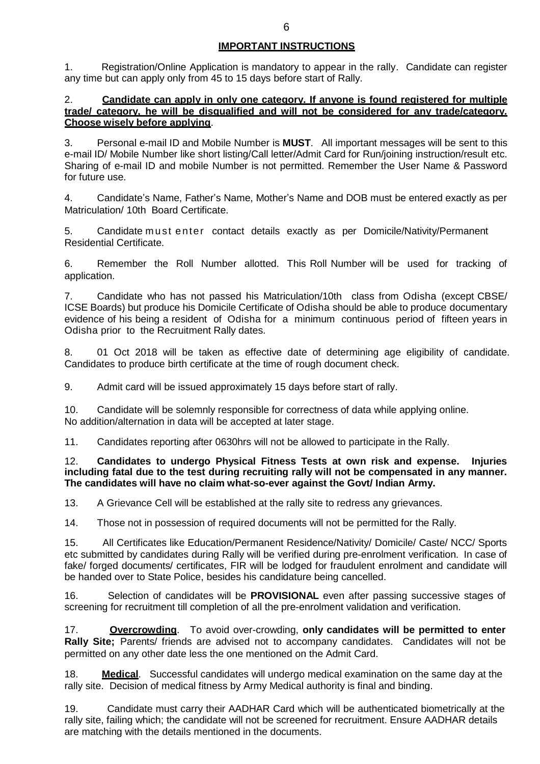**IMPORTANT INSTRUCTIONS**

1. Registration/Online Application is mandatory to appear in the rally. Candidate can register any time but can apply only from 45 to 15 days before start of Rally.

2. **Candidate can apply in only one category. If anyone is found registered for multiple trade/ category, he will be disqualified and will not be considered for any trade/category. Choose wisely before applying**.

3. Personal e-mail ID and Mobile Number is **MUST**. All important messages will be sent to this e-mail ID/ Mobile Number like short listing/Call letter/Admit Card for Run/joining instruction/result etc. Sharing of e-mail ID and mobile Number is not permitted. Remember the User Name & Password for future use.

4. Candidate's Name, Father's Name, Mother's Name and DOB must be entered exactly as per Matriculation/ 10th Board Certificate.

5. Candidate must enter contact details exactly as per Domicile/Nativity/Permanent Residential Certificate.

6. Remember the Roll Number allotted. This Roll Number will be used for tracking of application.

7. Candidate who has not passed his Matriculation/10th class from Odisha (except CBSE/ ICSE Boards) but produce his Domicile Certificate of Odisha should be able to produce documentary evidence of his being a resident of Odisha for a minimum continuous period of fifteen years in Odisha prior to the Recruitment Rally dates.

8. 01 Oct 2018 will be taken as effective date of determining age eligibility of candidate. Candidates to produce birth certificate at the time of rough document check.

9. Admit card will be issued approximately 15 days before start of rally.

10. Candidate will be solemnly responsible for correctness of data while applying online. No addition/alternation in data will be accepted at later stage.

11. Candidates reporting after 0630hrs will not be allowed to participate in the Rally.

12. **Candidates to undergo Physical Fitness Tests at own risk and expense. Injuries including fatal due to the test during recruiting rally will not be compensated in any manner. The candidates will have no claim what-so-ever against the Govt/ Indian Army.**

13. A Grievance Cell will be established at the rally site to redress any grievances.

14. Those not in possession of required documents will not be permitted for the Rally.

15. All Certificates like Education/Permanent Residence/Nativity/ Domicile/ Caste/ NCC/ Sports etc submitted by candidates during Rally will be verified during pre-enrolment verification. In case of fake/ forged documents/ certificates, FIR will be lodged for fraudulent enrolment and candidate will be handed over to State Police, besides his candidature being cancelled.

16. Selection of candidates will be **PROVISIONAL** even after passing successive stages of screening for recruitment till completion of all the pre-enrolment validation and verification.

17. **Overcrowding**. To avoid over-crowding, **only candidates will be permitted to enter Rally Site;** Parents/ friends are advised not to accompany candidates. Candidates will not be permitted on any other date less the one mentioned on the Admit Card.

18. **Medical**. Successful candidates will undergo medical examination on the same day at the rally site. Decision of medical fitness by Army Medical authority is final and binding.

19. Candidate must carry their AADHAR Card which will be authenticated biometrically at the rally site, failing which; the candidate will not be screened for recruitment. Ensure AADHAR details are matching with the details mentioned in the documents.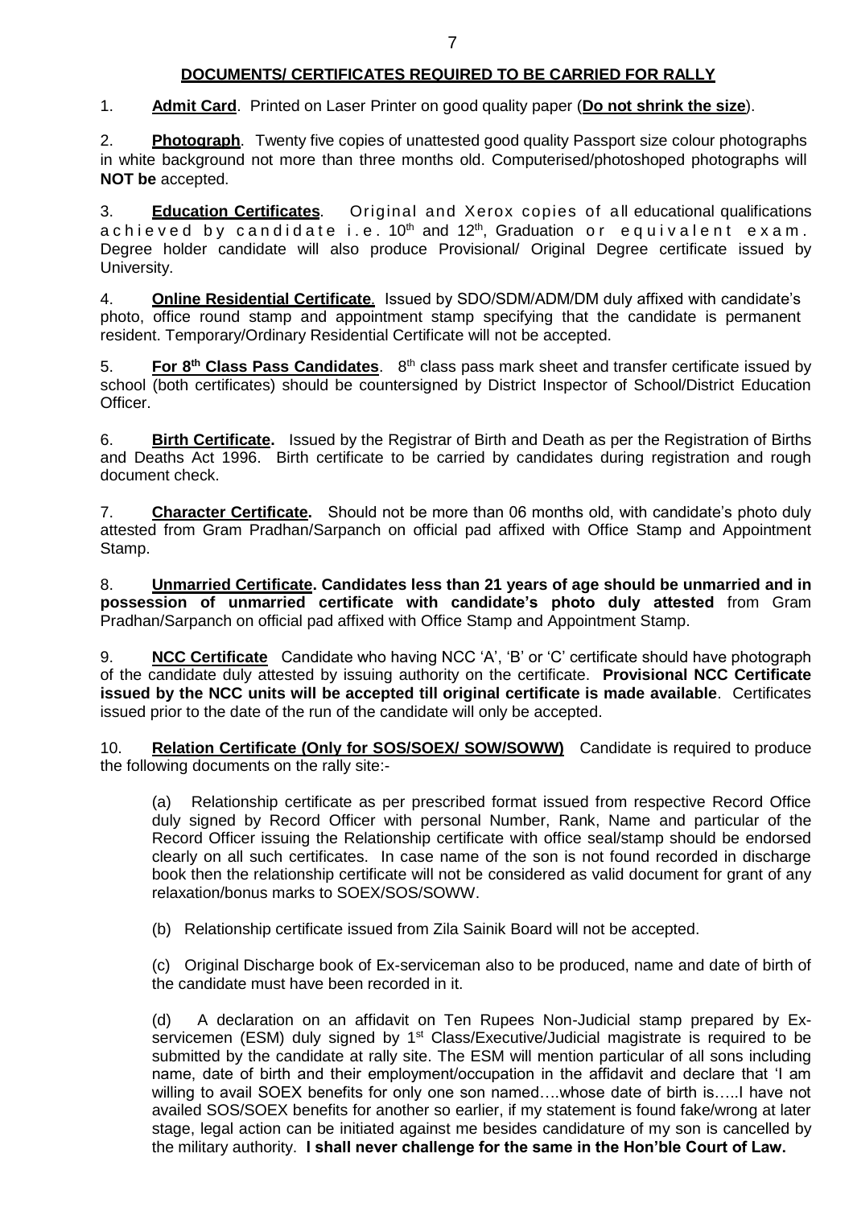## DOCUMENTS/ CERTIFICATES REQUIRED TO BE CARRIED FOR RALLY

1. **Admit Card**. Printed on Laser Printer on good quality paper (**Do not shrink the size**).

2. **Photograph**. Twenty five copies of unattested good quality Passport size colour photographs in white background not more than three months old. Computerised/photoshoped photographs will **NOT be** accepted.

3. **Education Certificates**. Original and Xerox copies of all educational qualifications achieved by candidate i.e. 10th and 12th, Graduation or equivalent exam. Degree holder candidate will also produce Provisional/ Original Degree certificate issued by University.

4. **Online Residential Certificate**. Issued by SDO/SDM/ADM/DM duly affixed with candidate's photo, office round stamp and appointment stamp specifying that the candidate is permanent resident. Temporary/Ordinary Residential Certificate will not be accepted.

5. **For 8th Class Pass Candidates**. 8th class pass mark sheet and transfer certificate issued by school (both certificates) should be countersigned by District Inspector of School/District Education Officer.

6. **Birth Certificate.** Issued by the Registrar of Birth and Death as per the Registration of Births and Deaths Act 1996. Birth certificate to be carried by candidates during registration and rough document check.

7. **Character Certificate.** Should not be more than 06 months old, with candidate's photo duly attested from Gram Pradhan/Sarpanch on official pad affixed with Office Stamp and Appointment Stamp.

8. **Unmarried Certificate. Candidates less than 21 years of age should be unmarried and in possession of unmarried certificate with candidate's photo duly attested** from Gram Pradhan/Sarpanch on official pad affixed with Office Stamp and Appointment Stamp.

9. **NCC Certificate** Candidate who having NCC 'A', 'B' or 'C' certificate should have photograph of the candidate duly attested by issuing authority on the certificate. **Provisional NCC Certificate issued by the NCC units will be accepted till original certificate is made available**. Certificates issued prior to the date of the run of the candidate will only be accepted.

10. **Relation Certificate (Only for SOS/SOEX/ SOW/SOWW)** Candidate is required to produce the following documents on the rally site:-

(a) Relationship certificate as per prescribed format issued from respective Record Office duly signed by Record Officer with personal Number, Rank, Name and particular of the Record Officer issuing the Relationship certificate with office seal/stamp should be endorsed clearly on all such certificates. In case name of the son is not found recorded in discharge book then the relationship certificate will not be considered as valid document for grant of any relaxation/bonus marks to SOEX/SOS/SOWW.

(b) Relationship certificate issued from Zila Sainik Board will not be accepted.

(c) Original Discharge book of Ex-serviceman also to be produced, name and date of birth of the candidate must have been recorded in it.

(d) A declaration on an affidavit on Ten Rupees Non-Judicial stamp prepared by Ex-servicemen (ESM) duly signed by 1st Class/Executive/Judicial magistrate is required to be submitted by the candidate at rally site. The ESM will mention particular of all sons including name, date of birth and their employment/occupation in the affidavit and declare that 'I am willing to avail SOEX benefits for only one son named….whose date of birth is…..I have not availed SOS/SOEX benefits for another so earlier, if my statement is found fake/wrong at later stage, legal action can be initiated against me besides candidature of my son is cancelled by the military authority. **I shall never challenge for the same in the Hon'ble Court of Law.**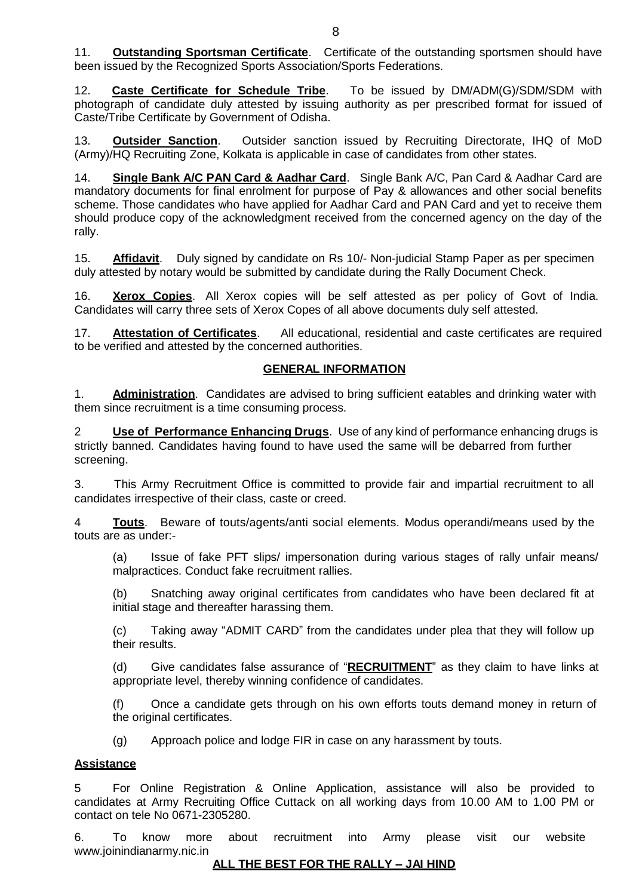11. **Outstanding Sportsman Certificate**. Certificate of the outstanding sportsmen should have been issued by the Recognized Sports Association/Sports Federations.

12. **Caste Certificate for Schedule Tribe**. To be issued by DM/ADM(G)/SDM/SDM with photograph of candidate duly attested by issuing authority as per prescribed format for issued of Caste/Tribe Certificate by Government of Odisha.

13. **Outsider Sanction**. Outsider sanction issued by Recruiting Directorate, IHQ of MoD (Army)/HQ Recruiting Zone, Kolkata is applicable in case of candidates from other states.

14. **Single Bank A/C PAN Card & Aadhar Card**. Single Bank A/C, Pan Card & Aadhar Card are mandatory documents for final enrolment for purpose of Pay & allowances and other social benefits scheme. Those candidates who have applied for Aadhar Card and PAN Card and yet to receive them should produce copy of the acknowledgment received from the concerned agency on the day of the rally.

15. **Affidavit**. Duly signed by candidate on Rs 10/- Non-judicial Stamp Paper as per specimen duly attested by notary would be submitted by candidate during the Rally Document Check.

16. **Xerox Copies**. All Xerox copies will be self attested as per policy of Govt of India. Candidates will carry three sets of Xerox Copes of all above documents duly self attested.

17. **Attestation of Certificates**. All educational, residential and caste certificates are required to be verified and attested by the concerned authorities.

## GENERAL INFORMATION

1. **Administration**. Candidates are advised to bring sufficient eatables and drinking water with them since recruitment is a time consuming process.

2 **Use of Performance Enhancing Drugs**. Use of any kind of performance enhancing drugs is strictly banned. Candidates having found to have used the same will be debarred from further screening.

3. This Army Recruitment Office is committed to provide fair and impartial recruitment to all candidates irrespective of their class, caste or creed.

4 **Touts**. Beware of touts/agents/anti social elements. Modus operandi/means used by the touts are as under:-

(a) Issue of fake PFT slips/ impersonation during various stages of rally unfair means/ malpractices. Conduct fake recruitment rallies.

(b) Snatching away original certificates from candidates who have been declared fit at initial stage and thereafter harassing them.

(c) Taking away "ADMIT CARD" from the candidates under plea that they will follow up their results.

(d) Give candidates false assurance of "**RECRUITMENT**" as they claim to have links at appropriate level, thereby winning confidence of candidates.

(f) Once a candidate gets through on his own efforts touts demand money in return of the original certificates.

(g) Approach police and lodge FIR in case on any harassment by touts.

**Assistance**

5 For Online Registration & Online Application, assistance will also be provided to candidates at Army Recruiting Office Cuttack on all working days from 10.00 AM to 1.00 PM or contact on tele No 0671-2305280.

6. To know more about recruitment into Army please visit our website www.joinindianarmy.nic.in

**ALL THE BEST FOR THE RALLY – JAI HIND**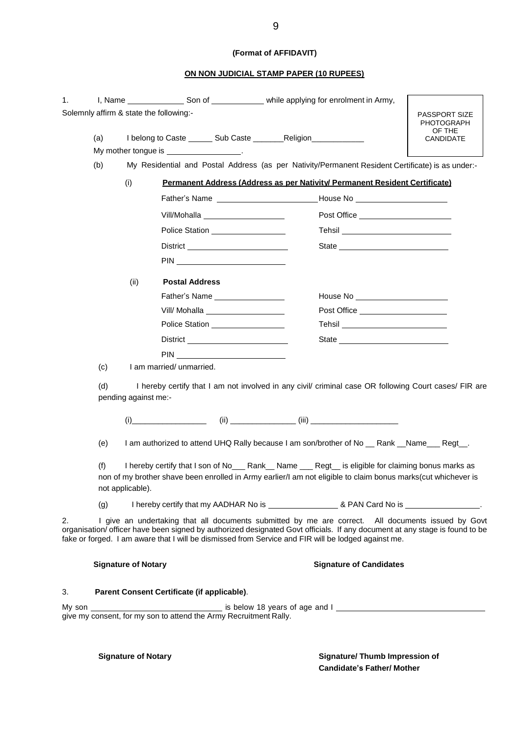**(Format of AFFIDAVIT)**

**ON NON JUDICIAL STAMP PAPER (10 RUPEES)**

PASSPORT SIZE PHOTOGRAPH OF THE CANDIDATE

1. I, Name _____________ Son of ____________ while applying for enrolment in Army, Solemnly affirm & state the following:-

(a) I belong to Caste ______ Sub Caste _______Religion____________

My mother tongue is _________________.

(b) My Residential and Postal Address (as per Nativity/Permanent Resident Certificate) is as under:-

(i) **Permanent Address (Address as per Nativity/ Permanent Resident Certificate)**

Father's Name ______________________ House No ____________________

Vill/Mohalla __________________ Post Office ____________________

Police Station ________________ Tehsil ______________________

District ______________________ State _______________________

PIN _________________________

(ii) **Postal Address**

Father's Name ________________ House No ____________________

Vill/ Mohalla __________________ Post Office ___________________

Police Station ________________ Tehsil ______________________

District ______________________ State _______________________

PIN _________________________

(c) I am married/ unmarried.

(d) I hereby certify that I am not involved in any civil/ criminal case OR following Court cases/ FIR are pending against me:-

(i)_________________ (ii) _______________ (iii) ____________________

(e) I am authorized to attend UHQ Rally because I am son/brother of No __ Rank __Name___ Regt__.

(f) I hereby certify that I son of No___ Rank__ Name ___ Regt__ is eligible for claiming bonus marks as non of my brother shave been enrolled in Army earlier/I am not eligible to claim bonus marks(cut whichever is not applicable).

(g) I hereby certify that my AADHAR No is _______________ & PAN Card No is ________________.

2. I give an undertaking that all documents submitted by me are correct. All documents issued by Govt organisation/ officer have been signed by authorized designated Govt officials. If any document at any stage is found to be fake or forged. I am aware that I will be dismissed from Service and FIR will be lodged against me.

**Signature of Notary** **Signature of Candidates**

3. **Parent Consent Certificate (if applicable)**.

My son ______________________________ is below 18 years of age and I _________________________________ give my consent, for my son to attend the Army Recruitment Rally.

**Signature of Notary** **Signature/ Thumb Impression of Candidate's Father/ Mother**